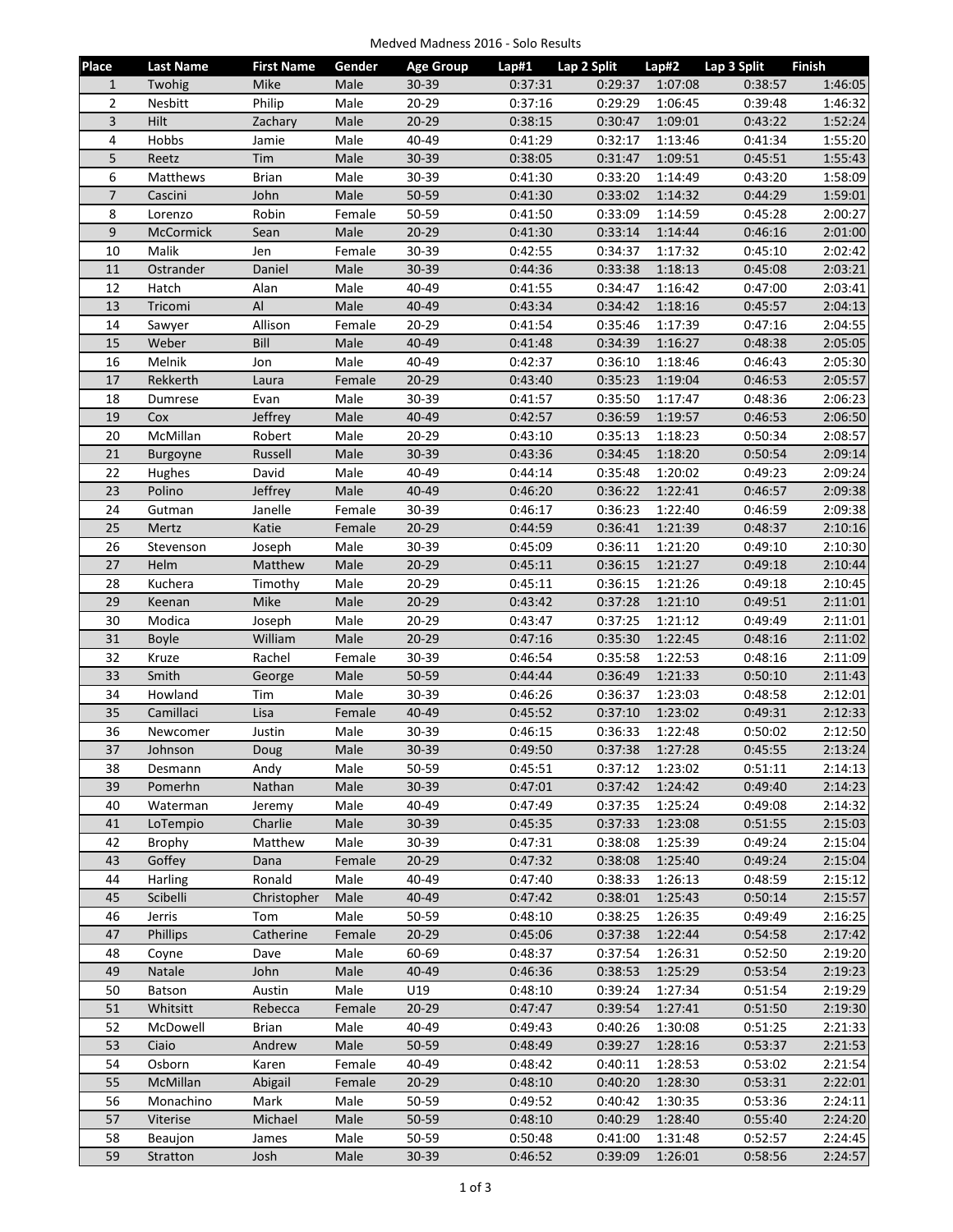Medved Madness 2016 - Solo Results

| Place | Last Name | First Name | Gender | Age Group | Lap#1 | Lap 2 Split | Lap#2 | Lap 3 Split | Finish |
|---|---|---|---|---|---|---|---|---|---|
| 1 | Twohig | Mike | Male | 30-39 | 0:37:31 | 0:29:37 | 1:07:08 | 0:38:57 | 1:46:05 |
| 2 | Nesbitt | Philip | Male | 20-29 | 0:37:16 | 0:29:29 | 1:06:45 | 0:39:48 | 1:46:32 |
| 3 | Hilt | Zachary | Male | 20-29 | 0:38:15 | 0:30:47 | 1:09:01 | 0:43:22 | 1:52:24 |
| 4 | Hobbs | Jamie | Male | 40-49 | 0:41:29 | 0:32:17 | 1:13:46 | 0:41:34 | 1:55:20 |
| 5 | Reetz | Tim | Male | 30-39 | 0:38:05 | 0:31:47 | 1:09:51 | 0:45:51 | 1:55:43 |
| 6 | Matthews | Brian | Male | 30-39 | 0:41:30 | 0:33:20 | 1:14:49 | 0:43:20 | 1:58:09 |
| 7 | Cascini | John | Male | 50-59 | 0:41:30 | 0:33:02 | 1:14:32 | 0:44:29 | 1:59:01 |
| 8 | Lorenzo | Robin | Female | 50-59 | 0:41:50 | 0:33:09 | 1:14:59 | 0:45:28 | 2:00:27 |
| 9 | McCormick | Sean | Male | 20-29 | 0:41:30 | 0:33:14 | 1:14:44 | 0:46:16 | 2:01:00 |
| 10 | Malik | Jen | Female | 30-39 | 0:42:55 | 0:34:37 | 1:17:32 | 0:45:10 | 2:02:42 |
| 11 | Ostrander | Daniel | Male | 30-39 | 0:44:36 | 0:33:38 | 1:18:13 | 0:45:08 | 2:03:21 |
| 12 | Hatch | Alan | Male | 40-49 | 0:41:55 | 0:34:47 | 1:16:42 | 0:47:00 | 2:03:41 |
| 13 | Tricomi | Al | Male | 40-49 | 0:43:34 | 0:34:42 | 1:18:16 | 0:45:57 | 2:04:13 |
| 14 | Sawyer | Allison | Female | 20-29 | 0:41:54 | 0:35:46 | 1:17:39 | 0:47:16 | 2:04:55 |
| 15 | Weber | Bill | Male | 40-49 | 0:41:48 | 0:34:39 | 1:16:27 | 0:48:38 | 2:05:05 |
| 16 | Melnik | Jon | Male | 40-49 | 0:42:37 | 0:36:10 | 1:18:46 | 0:46:43 | 2:05:30 |
| 17 | Rekkerth | Laura | Female | 20-29 | 0:43:40 | 0:35:23 | 1:19:04 | 0:46:53 | 2:05:57 |
| 18 | Dumrese | Evan | Male | 30-39 | 0:41:57 | 0:35:50 | 1:17:47 | 0:48:36 | 2:06:23 |
| 19 | Cox | Jeffrey | Male | 40-49 | 0:42:57 | 0:36:59 | 1:19:57 | 0:46:53 | 2:06:50 |
| 20 | McMillan | Robert | Male | 20-29 | 0:43:10 | 0:35:13 | 1:18:23 | 0:50:34 | 2:08:57 |
| 21 | Burgoyne | Russell | Male | 30-39 | 0:43:36 | 0:34:45 | 1:18:20 | 0:50:54 | 2:09:14 |
| 22 | Hughes | David | Male | 40-49 | 0:44:14 | 0:35:48 | 1:20:02 | 0:49:23 | 2:09:24 |
| 23 | Polino | Jeffrey | Male | 40-49 | 0:46:20 | 0:36:22 | 1:22:41 | 0:46:57 | 2:09:38 |
| 24 | Gutman | Janelle | Female | 30-39 | 0:46:17 | 0:36:23 | 1:22:40 | 0:46:59 | 2:09:38 |
| 25 | Mertz | Katie | Female | 20-29 | 0:44:59 | 0:36:41 | 1:21:39 | 0:48:37 | 2:10:16 |
| 26 | Stevenson | Joseph | Male | 30-39 | 0:45:09 | 0:36:11 | 1:21:20 | 0:49:10 | 2:10:30 |
| 27 | Helm | Matthew | Male | 20-29 | 0:45:11 | 0:36:15 | 1:21:27 | 0:49:18 | 2:10:44 |
| 28 | Kuchera | Timothy | Male | 20-29 | 0:45:11 | 0:36:15 | 1:21:26 | 0:49:18 | 2:10:45 |
| 29 | Keenan | Mike | Male | 20-29 | 0:43:42 | 0:37:28 | 1:21:10 | 0:49:51 | 2:11:01 |
| 30 | Modica | Joseph | Male | 20-29 | 0:43:47 | 0:37:25 | 1:21:12 | 0:49:49 | 2:11:01 |
| 31 | Boyle | William | Male | 20-29 | 0:47:16 | 0:35:30 | 1:22:45 | 0:48:16 | 2:11:02 |
| 32 | Kruze | Rachel | Female | 30-39 | 0:46:54 | 0:35:58 | 1:22:53 | 0:48:16 | 2:11:09 |
| 33 | Smith | George | Male | 50-59 | 0:44:44 | 0:36:49 | 1:21:33 | 0:50:10 | 2:11:43 |
| 34 | Howland | Tim | Male | 30-39 | 0:46:26 | 0:36:37 | 1:23:03 | 0:48:58 | 2:12:01 |
| 35 | Camillaci | Lisa | Female | 40-49 | 0:45:52 | 0:37:10 | 1:23:02 | 0:49:31 | 2:12:33 |
| 36 | Newcomer | Justin | Male | 30-39 | 0:46:15 | 0:36:33 | 1:22:48 | 0:50:02 | 2:12:50 |
| 37 | Johnson | Doug | Male | 30-39 | 0:49:50 | 0:37:38 | 1:27:28 | 0:45:55 | 2:13:24 |
| 38 | Desmann | Andy | Male | 50-59 | 0:45:51 | 0:37:12 | 1:23:02 | 0:51:11 | 2:14:13 |
| 39 | Pomerhn | Nathan | Male | 30-39 | 0:47:01 | 0:37:42 | 1:24:42 | 0:49:40 | 2:14:23 |
| 40 | Waterman | Jeremy | Male | 40-49 | 0:47:49 | 0:37:35 | 1:25:24 | 0:49:08 | 2:14:32 |
| 41 | LoTempio | Charlie | Male | 30-39 | 0:45:35 | 0:37:33 | 1:23:08 | 0:51:55 | 2:15:03 |
| 42 | Brophy | Matthew | Male | 30-39 | 0:47:31 | 0:38:08 | 1:25:39 | 0:49:24 | 2:15:04 |
| 43 | Goffey | Dana | Female | 20-29 | 0:47:32 | 0:38:08 | 1:25:40 | 0:49:24 | 2:15:04 |
| 44 | Harling | Ronald | Male | 40-49 | 0:47:40 | 0:38:33 | 1:26:13 | 0:48:59 | 2:15:12 |
| 45 | Scibelli | Christopher | Male | 40-49 | 0:47:42 | 0:38:01 | 1:25:43 | 0:50:14 | 2:15:57 |
| 46 | Jerris | Tom | Male | 50-59 | 0:48:10 | 0:38:25 | 1:26:35 | 0:49:49 | 2:16:25 |
| 47 | Phillips | Catherine | Female | 20-29 | 0:45:06 | 0:37:38 | 1:22:44 | 0:54:58 | 2:17:42 |
| 48 | Coyne | Dave | Male | 60-69 | 0:48:37 | 0:37:54 | 1:26:31 | 0:52:50 | 2:19:20 |
| 49 | Natale | John | Male | 40-49 | 0:46:36 | 0:38:53 | 1:25:29 | 0:53:54 | 2:19:23 |
| 50 | Batson | Austin | Male | U19 | 0:48:10 | 0:39:24 | 1:27:34 | 0:51:54 | 2:19:29 |
| 51 | Whitsitt | Rebecca | Female | 20-29 | 0:47:47 | 0:39:54 | 1:27:41 | 0:51:50 | 2:19:30 |
| 52 | McDowell | Brian | Male | 40-49 | 0:49:43 | 0:40:26 | 1:30:08 | 0:51:25 | 2:21:33 |
| 53 | Ciaio | Andrew | Male | 50-59 | 0:48:49 | 0:39:27 | 1:28:16 | 0:53:37 | 2:21:53 |
| 54 | Osborn | Karen | Female | 40-49 | 0:48:42 | 0:40:11 | 1:28:53 | 0:53:02 | 2:21:54 |
| 55 | McMillan | Abigail | Female | 20-29 | 0:48:10 | 0:40:20 | 1:28:30 | 0:53:31 | 2:22:01 |
| 56 | Monachino | Mark | Male | 50-59 | 0:49:52 | 0:40:42 | 1:30:35 | 0:53:36 | 2:24:11 |
| 57 | Viterise | Michael | Male | 50-59 | 0:48:10 | 0:40:29 | 1:28:40 | 0:55:40 | 2:24:20 |
| 58 | Beaujon | James | Male | 50-59 | 0:50:48 | 0:41:00 | 1:31:48 | 0:52:57 | 2:24:45 |
| 59 | Stratton | Josh | Male | 30-39 | 0:46:52 | 0:39:09 | 1:26:01 | 0:58:56 | 2:24:57 |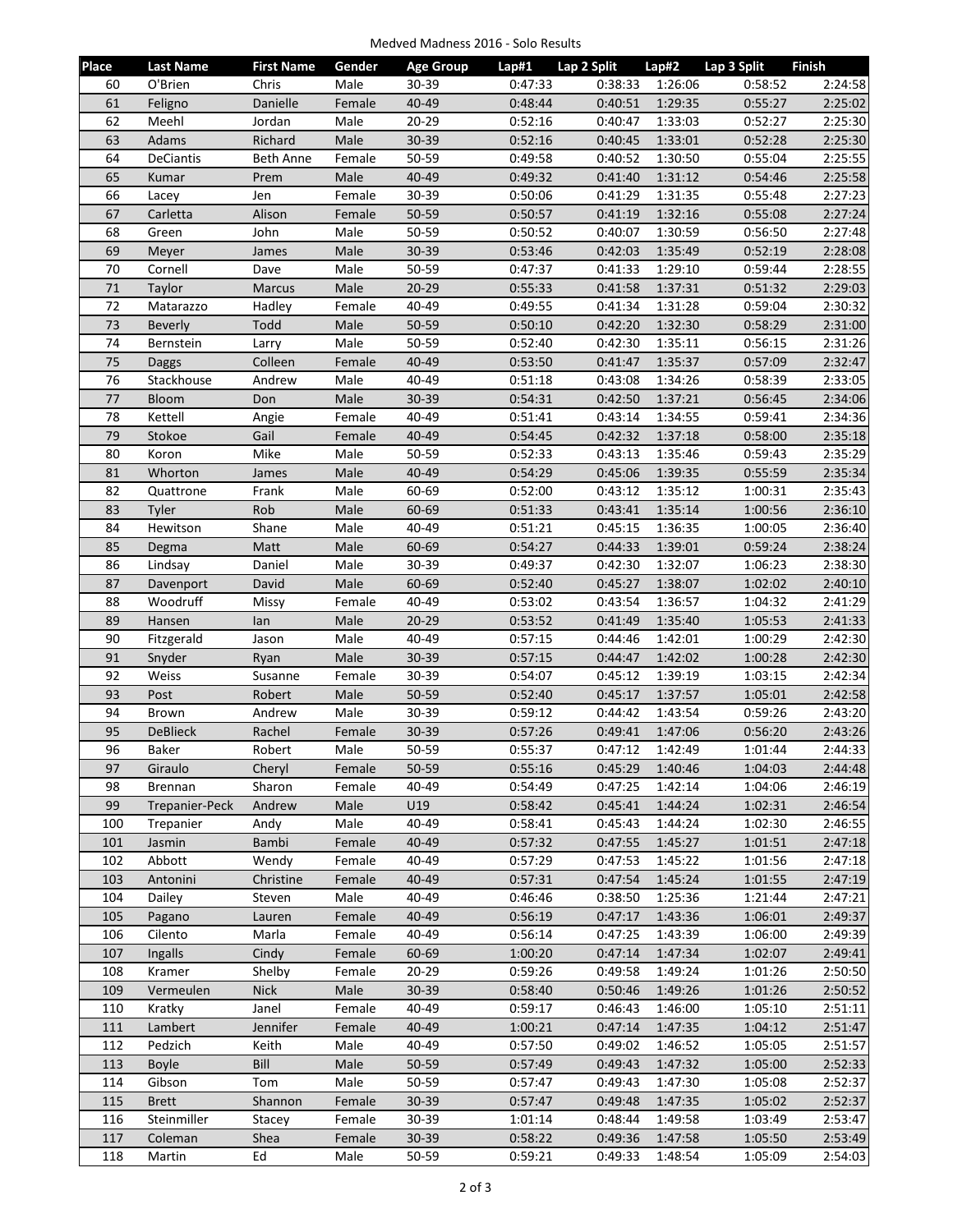Medved Madness 2016 - Solo Results

| Place | Last Name | First Name | Gender | Age Group | Lap#1 | Lap 2 Split | Lap#2 | Lap 3 Split | Finish |
|---|---|---|---|---|---|---|---|---|---|
| 60 | O'Brien | Chris | Male | 30-39 | 0:47:33 | 0:38:33 | 1:26:06 | 0:58:52 | 2:24:58 |
| 61 | Feligno | Danielle | Female | 40-49 | 0:48:44 | 0:40:51 | 1:29:35 | 0:55:27 | 2:25:02 |
| 62 | Meehl | Jordan | Male | 20-29 | 0:52:16 | 0:40:47 | 1:33:03 | 0:52:27 | 2:25:30 |
| 63 | Adams | Richard | Male | 30-39 | 0:52:16 | 0:40:45 | 1:33:01 | 0:52:28 | 2:25:30 |
| 64 | DeCiantis | Beth Anne | Female | 50-59 | 0:49:58 | 0:40:52 | 1:30:50 | 0:55:04 | 2:25:55 |
| 65 | Kumar | Prem | Male | 40-49 | 0:49:32 | 0:41:40 | 1:31:12 | 0:54:46 | 2:25:58 |
| 66 | Lacey | Jen | Female | 30-39 | 0:50:06 | 0:41:29 | 1:31:35 | 0:55:48 | 2:27:23 |
| 67 | Carletta | Alison | Female | 50-59 | 0:50:57 | 0:41:19 | 1:32:16 | 0:55:08 | 2:27:24 |
| 68 | Green | John | Male | 50-59 | 0:50:52 | 0:40:07 | 1:30:59 | 0:56:50 | 2:27:48 |
| 69 | Meyer | James | Male | 30-39 | 0:53:46 | 0:42:03 | 1:35:49 | 0:52:19 | 2:28:08 |
| 70 | Cornell | Dave | Male | 50-59 | 0:47:37 | 0:41:33 | 1:29:10 | 0:59:44 | 2:28:55 |
| 71 | Taylor | Marcus | Male | 20-29 | 0:55:33 | 0:41:58 | 1:37:31 | 0:51:32 | 2:29:03 |
| 72 | Matarazzo | Hadley | Female | 40-49 | 0:49:55 | 0:41:34 | 1:31:28 | 0:59:04 | 2:30:32 |
| 73 | Beverly | Todd | Male | 50-59 | 0:50:10 | 0:42:20 | 1:32:30 | 0:58:29 | 2:31:00 |
| 74 | Bernstein | Larry | Male | 50-59 | 0:52:40 | 0:42:30 | 1:35:11 | 0:56:15 | 2:31:26 |
| 75 | Daggs | Colleen | Female | 40-49 | 0:53:50 | 0:41:47 | 1:35:37 | 0:57:09 | 2:32:47 |
| 76 | Stackhouse | Andrew | Male | 40-49 | 0:51:18 | 0:43:08 | 1:34:26 | 0:58:39 | 2:33:05 |
| 77 | Bloom | Don | Male | 30-39 | 0:54:31 | 0:42:50 | 1:37:21 | 0:56:45 | 2:34:06 |
| 78 | Kettell | Angie | Female | 40-49 | 0:51:41 | 0:43:14 | 1:34:55 | 0:59:41 | 2:34:36 |
| 79 | Stokoe | Gail | Female | 40-49 | 0:54:45 | 0:42:32 | 1:37:18 | 0:58:00 | 2:35:18 |
| 80 | Koron | Mike | Male | 50-59 | 0:52:33 | 0:43:13 | 1:35:46 | 0:59:43 | 2:35:29 |
| 81 | Whorton | James | Male | 40-49 | 0:54:29 | 0:45:06 | 1:39:35 | 0:55:59 | 2:35:34 |
| 82 | Quattrone | Frank | Male | 60-69 | 0:52:00 | 0:43:12 | 1:35:12 | 1:00:31 | 2:35:43 |
| 83 | Tyler | Rob | Male | 60-69 | 0:51:33 | 0:43:41 | 1:35:14 | 1:00:56 | 2:36:10 |
| 84 | Hewitson | Shane | Male | 40-49 | 0:51:21 | 0:45:15 | 1:36:35 | 1:00:05 | 2:36:40 |
| 85 | Degma | Matt | Male | 60-69 | 0:54:27 | 0:44:33 | 1:39:01 | 0:59:24 | 2:38:24 |
| 86 | Lindsay | Daniel | Male | 30-39 | 0:49:37 | 0:42:30 | 1:32:07 | 1:06:23 | 2:38:30 |
| 87 | Davenport | David | Male | 60-69 | 0:52:40 | 0:45:27 | 1:38:07 | 1:02:02 | 2:40:10 |
| 88 | Woodruff | Missy | Female | 40-49 | 0:53:02 | 0:43:54 | 1:36:57 | 1:04:32 | 2:41:29 |
| 89 | Hansen | Ian | Male | 20-29 | 0:53:52 | 0:41:49 | 1:35:40 | 1:05:53 | 2:41:33 |
| 90 | Fitzgerald | Jason | Male | 40-49 | 0:57:15 | 0:44:46 | 1:42:01 | 1:00:29 | 2:42:30 |
| 91 | Snyder | Ryan | Male | 30-39 | 0:57:15 | 0:44:47 | 1:42:02 | 1:00:28 | 2:42:30 |
| 92 | Weiss | Susanne | Female | 30-39 | 0:54:07 | 0:45:12 | 1:39:19 | 1:03:15 | 2:42:34 |
| 93 | Post | Robert | Male | 50-59 | 0:52:40 | 0:45:17 | 1:37:57 | 1:05:01 | 2:42:58 |
| 94 | Brown | Andrew | Male | 30-39 | 0:59:12 | 0:44:42 | 1:43:54 | 0:59:26 | 2:43:20 |
| 95 | DeBlieck | Rachel | Female | 30-39 | 0:57:26 | 0:49:41 | 1:47:06 | 0:56:20 | 2:43:26 |
| 96 | Baker | Robert | Male | 50-59 | 0:55:37 | 0:47:12 | 1:42:49 | 1:01:44 | 2:44:33 |
| 97 | Giraulo | Cheryl | Female | 50-59 | 0:55:16 | 0:45:29 | 1:40:46 | 1:04:03 | 2:44:48 |
| 98 | Brennan | Sharon | Female | 40-49 | 0:54:49 | 0:47:25 | 1:42:14 | 1:04:06 | 2:46:19 |
| 99 | Trepanier-Peck | Andrew | Male | U19 | 0:58:42 | 0:45:41 | 1:44:24 | 1:02:31 | 2:46:54 |
| 100 | Trepanier | Andy | Male | 40-49 | 0:58:41 | 0:45:43 | 1:44:24 | 1:02:30 | 2:46:55 |
| 101 | Jasmin | Bambi | Female | 40-49 | 0:57:32 | 0:47:55 | 1:45:27 | 1:01:51 | 2:47:18 |
| 102 | Abbott | Wendy | Female | 40-49 | 0:57:29 | 0:47:53 | 1:45:22 | 1:01:56 | 2:47:18 |
| 103 | Antonini | Christine | Female | 40-49 | 0:57:31 | 0:47:54 | 1:45:24 | 1:01:55 | 2:47:19 |
| 104 | Dailey | Steven | Male | 40-49 | 0:46:46 | 0:38:50 | 1:25:36 | 1:21:44 | 2:47:21 |
| 105 | Pagano | Lauren | Female | 40-49 | 0:56:19 | 0:47:17 | 1:43:36 | 1:06:01 | 2:49:37 |
| 106 | Cilento | Marla | Female | 40-49 | 0:56:14 | 0:47:25 | 1:43:39 | 1:06:00 | 2:49:39 |
| 107 | Ingalls | Cindy | Female | 60-69 | 1:00:20 | 0:47:14 | 1:47:34 | 1:02:07 | 2:49:41 |
| 108 | Kramer | Shelby | Female | 20-29 | 0:59:26 | 0:49:58 | 1:49:24 | 1:01:26 | 2:50:50 |
| 109 | Vermeulen | Nick | Male | 30-39 | 0:58:40 | 0:50:46 | 1:49:26 | 1:01:26 | 2:50:52 |
| 110 | Kratky | Janel | Female | 40-49 | 0:59:17 | 0:46:43 | 1:46:00 | 1:05:10 | 2:51:11 |
| 111 | Lambert | Jennifer | Female | 40-49 | 1:00:21 | 0:47:14 | 1:47:35 | 1:04:12 | 2:51:47 |
| 112 | Pedzich | Keith | Male | 40-49 | 0:57:50 | 0:49:02 | 1:46:52 | 1:05:05 | 2:51:57 |
| 113 | Boyle | Bill | Male | 50-59 | 0:57:49 | 0:49:43 | 1:47:32 | 1:05:00 | 2:52:33 |
| 114 | Gibson | Tom | Male | 50-59 | 0:57:47 | 0:49:43 | 1:47:30 | 1:05:08 | 2:52:37 |
| 115 | Brett | Shannon | Female | 30-39 | 0:57:47 | 0:49:48 | 1:47:35 | 1:05:02 | 2:52:37 |
| 116 | Steinmiller | Stacey | Female | 30-39 | 1:01:14 | 0:48:44 | 1:49:58 | 1:03:49 | 2:53:47 |
| 117 | Coleman | Shea | Female | 30-39 | 0:58:22 | 0:49:36 | 1:47:58 | 1:05:50 | 2:53:49 |
| 118 | Martin | Ed | Male | 50-59 | 0:59:21 | 0:49:33 | 1:48:54 | 1:05:09 | 2:54:03 |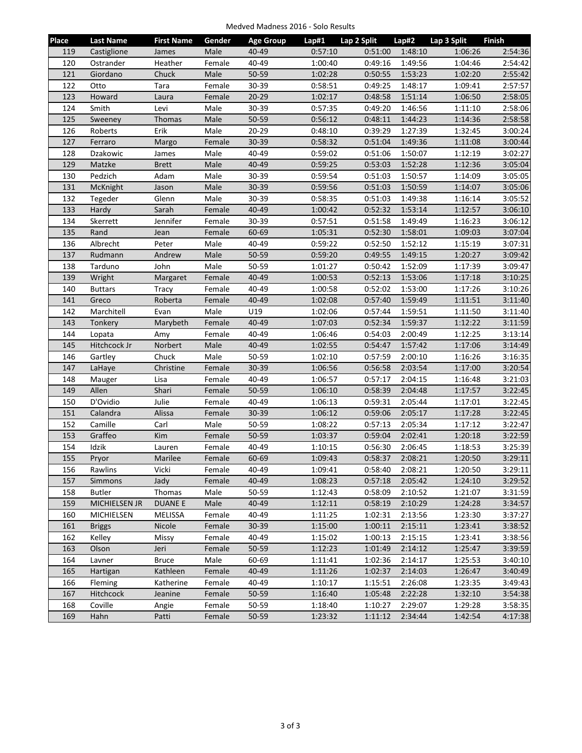Medved Madness 2016 - Solo Results

| Place | Last Name | First Name | Gender | Age Group | Lap#1 | Lap 2 Split | Lap#2 | Lap 3 Split | Finish |
|---|---|---|---|---|---|---|---|---|---|
| 119 | Castiglione | James | Male | 40-49 | 0:57:10 | 0:51:00 | 1:48:10 | 1:06:26 | 2:54:36 |
| 120 | Ostrander | Heather | Female | 40-49 | 1:00:40 | 0:49:16 | 1:49:56 | 1:04:46 | 2:54:42 |
| 121 | Giordano | Chuck | Male | 50-59 | 1:02:28 | 0:50:55 | 1:53:23 | 1:02:20 | 2:55:42 |
| 122 | Otto | Tara | Female | 30-39 | 0:58:51 | 0:49:25 | 1:48:17 | 1:09:41 | 2:57:57 |
| 123 | Howard | Laura | Female | 20-29 | 1:02:17 | 0:48:58 | 1:51:14 | 1:06:50 | 2:58:05 |
| 124 | Smith | Levi | Male | 30-39 | 0:57:35 | 0:49:20 | 1:46:56 | 1:11:10 | 2:58:06 |
| 125 | Sweeney | Thomas | Male | 50-59 | 0:56:12 | 0:48:11 | 1:44:23 | 1:14:36 | 2:58:58 |
| 126 | Roberts | Erik | Male | 20-29 | 0:48:10 | 0:39:29 | 1:27:39 | 1:32:45 | 3:00:24 |
| 127 | Ferraro | Margo | Female | 30-39 | 0:58:32 | 0:51:04 | 1:49:36 | 1:11:08 | 3:00:44 |
| 128 | Dzakowic | James | Male | 40-49 | 0:59:02 | 0:51:06 | 1:50:07 | 1:12:19 | 3:02:27 |
| 129 | Matzke | Brett | Male | 40-49 | 0:59:25 | 0:53:03 | 1:52:28 | 1:12:36 | 3:05:04 |
| 130 | Pedzich | Adam | Male | 30-39 | 0:59:54 | 0:51:03 | 1:50:57 | 1:14:09 | 3:05:05 |
| 131 | McKnight | Jason | Male | 30-39 | 0:59:56 | 0:51:03 | 1:50:59 | 1:14:07 | 3:05:06 |
| 132 | Tegeder | Glenn | Male | 30-39 | 0:58:35 | 0:51:03 | 1:49:38 | 1:16:14 | 3:05:52 |
| 133 | Hardy | Sarah | Female | 40-49 | 1:00:42 | 0:52:32 | 1:53:14 | 1:12:57 | 3:06:10 |
| 134 | Skerrett | Jennifer | Female | 30-39 | 0:57:51 | 0:51:58 | 1:49:49 | 1:16:23 | 3:06:12 |
| 135 | Rand | Jean | Female | 60-69 | 1:05:31 | 0:52:30 | 1:58:01 | 1:09:03 | 3:07:04 |
| 136 | Albrecht | Peter | Male | 40-49 | 0:59:22 | 0:52:50 | 1:52:12 | 1:15:19 | 3:07:31 |
| 137 | Rudmann | Andrew | Male | 50-59 | 0:59:20 | 0:49:55 | 1:49:15 | 1:20:27 | 3:09:42 |
| 138 | Tarduno | John | Male | 50-59 | 1:01:27 | 0:50:42 | 1:52:09 | 1:17:39 | 3:09:47 |
| 139 | Wright | Margaret | Female | 40-49 | 1:00:53 | 0:52:13 | 1:53:06 | 1:17:18 | 3:10:25 |
| 140 | Buttars | Tracy | Female | 40-49 | 1:00:58 | 0:52:02 | 1:53:00 | 1:17:26 | 3:10:26 |
| 141 | Greco | Roberta | Female | 40-49 | 1:02:08 | 0:57:40 | 1:59:49 | 1:11:51 | 3:11:40 |
| 142 | Marchitell | Evan | Male | U19 | 1:02:06 | 0:57:44 | 1:59:51 | 1:11:50 | 3:11:40 |
| 143 | Tonkery | Marybeth | Female | 40-49 | 1:07:03 | 0:52:34 | 1:59:37 | 1:12:22 | 3:11:59 |
| 144 | Lopata | Amy | Female | 40-49 | 1:06:46 | 0:54:03 | 2:00:49 | 1:12:25 | 3:13:14 |
| 145 | Hitchcock Jr | Norbert | Male | 40-49 | 1:02:55 | 0:54:47 | 1:57:42 | 1:17:06 | 3:14:49 |
| 146 | Gartley | Chuck | Male | 50-59 | 1:02:10 | 0:57:59 | 2:00:10 | 1:16:26 | 3:16:35 |
| 147 | LaHaye | Christine | Female | 30-39 | 1:06:56 | 0:56:58 | 2:03:54 | 1:17:00 | 3:20:54 |
| 148 | Mauger | Lisa | Female | 40-49 | 1:06:57 | 0:57:17 | 2:04:15 | 1:16:48 | 3:21:03 |
| 149 | Allen | Shari | Female | 50-59 | 1:06:10 | 0:58:39 | 2:04:48 | 1:17:57 | 3:22:45 |
| 150 | D'Ovidio | Julie | Female | 40-49 | 1:06:13 | 0:59:31 | 2:05:44 | 1:17:01 | 3:22:45 |
| 151 | Calandra | Alissa | Female | 30-39 | 1:06:12 | 0:59:06 | 2:05:17 | 1:17:28 | 3:22:45 |
| 152 | Camille | Carl | Male | 50-59 | 1:08:22 | 0:57:13 | 2:05:34 | 1:17:12 | 3:22:47 |
| 153 | Graffeo | Kim | Female | 50-59 | 1:03:37 | 0:59:04 | 2:02:41 | 1:20:18 | 3:22:59 |
| 154 | Idzik | Lauren | Female | 40-49 | 1:10:15 | 0:56:30 | 2:06:45 | 1:18:53 | 3:25:39 |
| 155 | Pryor | Marilee | Female | 60-69 | 1:09:43 | 0:58:37 | 2:08:21 | 1:20:50 | 3:29:11 |
| 156 | Rawlins | Vicki | Female | 40-49 | 1:09:41 | 0:58:40 | 2:08:21 | 1:20:50 | 3:29:11 |
| 157 | Simmons | Jady | Female | 40-49 | 1:08:23 | 0:57:18 | 2:05:42 | 1:24:10 | 3:29:52 |
| 158 | Butler | Thomas | Male | 50-59 | 1:12:43 | 0:58:09 | 2:10:52 | 1:21:07 | 3:31:59 |
| 159 | MICHIELSEN JR | DUANE E | Male | 40-49 | 1:12:11 | 0:58:19 | 2:10:29 | 1:24:28 | 3:34:57 |
| 160 | MICHIELSEN | MELISSA | Female | 40-49 | 1:11:25 | 1:02:31 | 2:13:56 | 1:23:30 | 3:37:27 |
| 161 | Briggs | Nicole | Female | 30-39 | 1:15:00 | 1:00:11 | 2:15:11 | 1:23:41 | 3:38:52 |
| 162 | Kelley | Missy | Female | 40-49 | 1:15:02 | 1:00:13 | 2:15:15 | 1:23:41 | 3:38:56 |
| 163 | Olson | Jeri | Female | 50-59 | 1:12:23 | 1:01:49 | 2:14:12 | 1:25:47 | 3:39:59 |
| 164 | Lavner | Bruce | Male | 60-69 | 1:11:41 | 1:02:36 | 2:14:17 | 1:25:53 | 3:40:10 |
| 165 | Hartigan | Kathleen | Female | 40-49 | 1:11:26 | 1:02:37 | 2:14:03 | 1:26:47 | 3:40:49 |
| 166 | Fleming | Katherine | Female | 40-49 | 1:10:17 | 1:15:51 | 2:26:08 | 1:23:35 | 3:49:43 |
| 167 | Hitchcock | Jeanine | Female | 50-59 | 1:16:40 | 1:05:48 | 2:22:28 | 1:32:10 | 3:54:38 |
| 168 | Coville | Angie | Female | 50-59 | 1:18:40 | 1:10:27 | 2:29:07 | 1:29:28 | 3:58:35 |
| 169 | Hahn | Patti | Female | 50-59 | 1:23:32 | 1:11:12 | 2:34:44 | 1:42:54 | 4:17:38 |